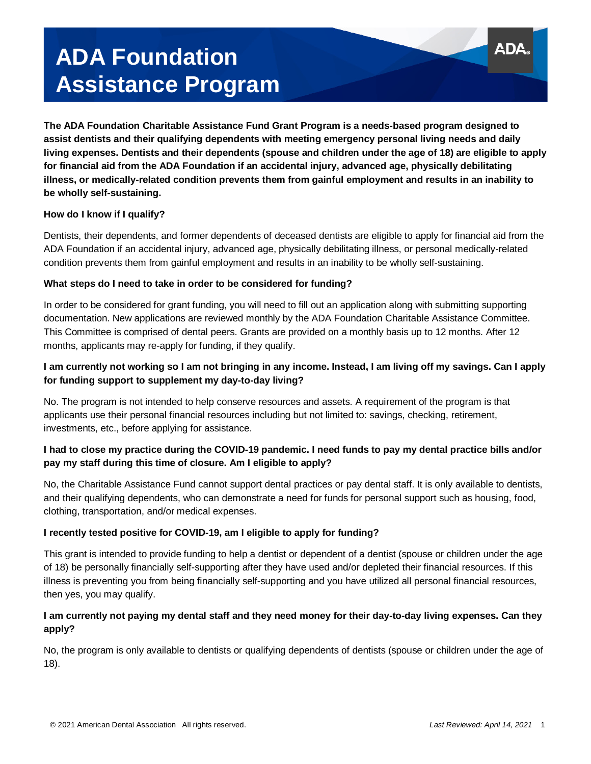# ADA Foundation Assistance Program

**The ADA Foundation Charitable Assistance Fund Grant Program is a needs-based program designed to assist dentists and their qualifying dependents with meeting emergency personal living needs and daily living expenses. Dentists and their dependents (spouse and children under the age of 18) are eligible to apply for financial aid from the ADA Foundation if an accidental injury, advanced age, physically debilitating illness, or medically-related condition prevents them from gainful employment and results in an inability to be wholly self-sustaining.**

**How do I know if I qualify?**

Dentists, their dependents, and former dependents of deceased dentists are eligible to apply for financial aid from the ADA Foundation if an accidental injury, advanced age, physically debilitating illness, or personal medically-related condition prevents them from gainful employment and results in an inability to be wholly self-sustaining.

**What steps do I need to take in order to be considered for funding?**

In order to be considered for grant funding, you will need to fill out an application along with submitting supporting documentation. New applications are reviewed monthly by the ADA Foundation Charitable Assistance Committee. This Committee is comprised of dental peers. Grants are provided on a monthly basis up to 12 months. After 12 months, applicants may re-apply for funding, if they qualify.

**I am currently not working so I am not bringing in any income. Instead, I am living off my savings. Can I apply for funding support to supplement my day-to-day living?**

No. The program is not intended to help conserve resources and assets. A requirement of the program is that applicants use their personal financial resources including but not limited to: savings, checking, retirement, investments, etc., before applying for assistance.

**I had to close my practice during the COVID-19 pandemic. I need funds to pay my dental practice bills and/or pay my staff during this time of closure. Am I eligible to apply?**

No, the Charitable Assistance Fund cannot support dental practices or pay dental staff. It is only available to dentists, and their qualifying dependents, who can demonstrate a need for funds for personal support such as housing, food, clothing, transportation, and/or medical expenses.

**I recently tested positive for COVID-19, am I eligible to apply for funding?**

This grant is intended to provide funding to help a dentist or dependent of a dentist (spouse or children under the age of 18) be personally financially self-supporting after they have used and/or depleted their financial resources. If this illness is preventing you from being financially self-supporting and you have utilized all personal financial resources, then yes, you may qualify.

**I am currently not paying my dental staff and they need money for their day-to-day living expenses. Can they apply?**

No, the program is only available to dentists or qualifying dependents of dentists (spouse or children under the age of 18).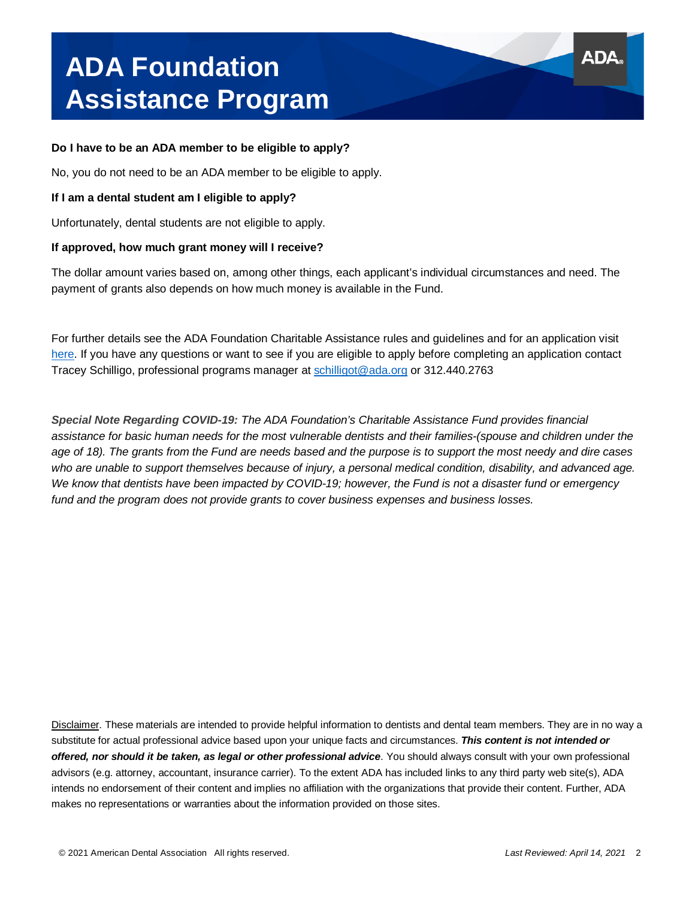# ADA Foundation Assistance Program

**Do I have to be an ADA member to be eligible to apply?**

No, you do not need to be an ADA member to be eligible to apply.

**If I am a dental student am I eligible to apply?**

Unfortunately, dental students are not eligible to apply.

**If approved, how much grant money will I receive?**

The dollar amount varies based on, among other things, each applicant's individual circumstances and need. The payment of grants also depends on how much money is available in the Fund.

For further details see the ADA Foundation Charitable Assistance rules and guidelines and for an application visit here. If you have any questions or want to see if you are eligible to apply before completing an application contact Tracey Schilligo, professional programs manager at schilligot@ada.org or 312.440.2763

***Special Note Regarding COVID-19:*** *The ADA Foundation's Charitable Assistance Fund provides financial assistance for basic human needs for the most vulnerable dentists and their families-(spouse and children under the age of 18). The grants from the Fund are needs based and the purpose is to support the most needy and dire cases who are unable to support themselves because of injury, a personal medical condition, disability, and advanced age. We know that dentists have been impacted by COVID-19; however, the Fund is not a disaster fund or emergency fund and the program does not provide grants to cover business expenses and business losses.*

Disclaimer. These materials are intended to provide helpful information to dentists and dental team members. They are in no way a substitute for actual professional advice based upon your unique facts and circumstances. ***This content is not intended or offered, nor should it be taken, as legal or other professional advice***. You should always consult with your own professional advisors (e.g. attorney, accountant, insurance carrier). To the extent ADA has included links to any third party web site(s), ADA intends no endorsement of their content and implies no affiliation with the organizations that provide their content. Further, ADA makes no representations or warranties about the information provided on those sites.

© 2021 American Dental Association All rights reserved. *Last Reviewed: April 14, 2021*